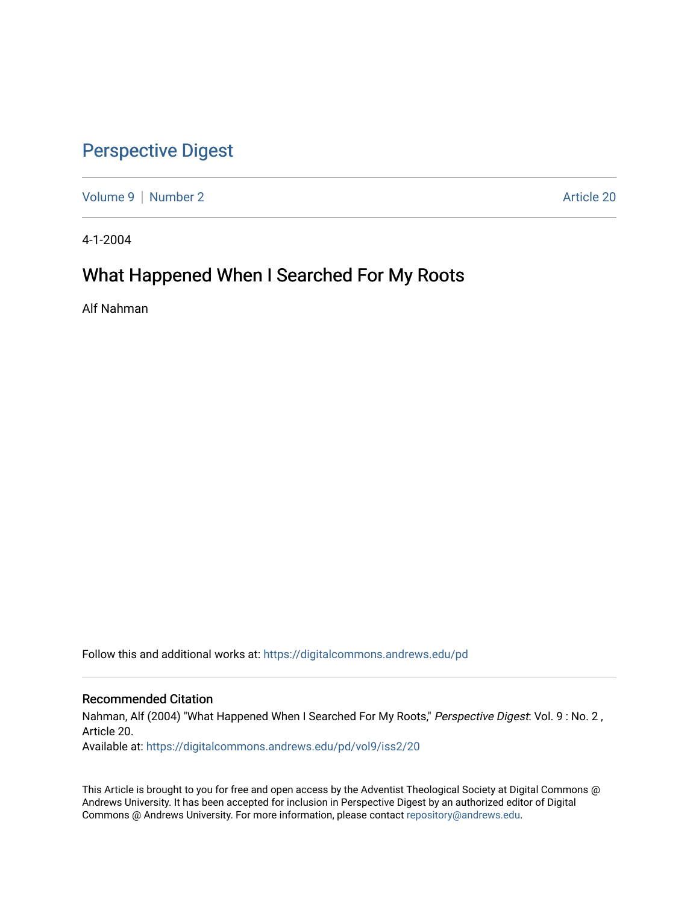# Perspective Digest

Volume 9 | Number 2 | Article 20

4-1-2004

## What Happened When I Searched For My Roots

Alf Nahman

Follow this and additional works at: https://digitalcommons.andrews.edu/pd

### Recommended Citation

Nahman, Alf (2004) "What Happened When I Searched For My Roots," *Perspective Digest*: Vol. 9 : No. 2 , Article 20.

Available at: https://digitalcommons.andrews.edu/pd/vol9/iss2/20

This Article is brought to you for free and open access by the Adventist Theological Society at Digital Commons @ Andrews University. It has been accepted for inclusion in Perspective Digest by an authorized editor of Digital Commons @ Andrews University. For more information, please contact repository@andrews.edu.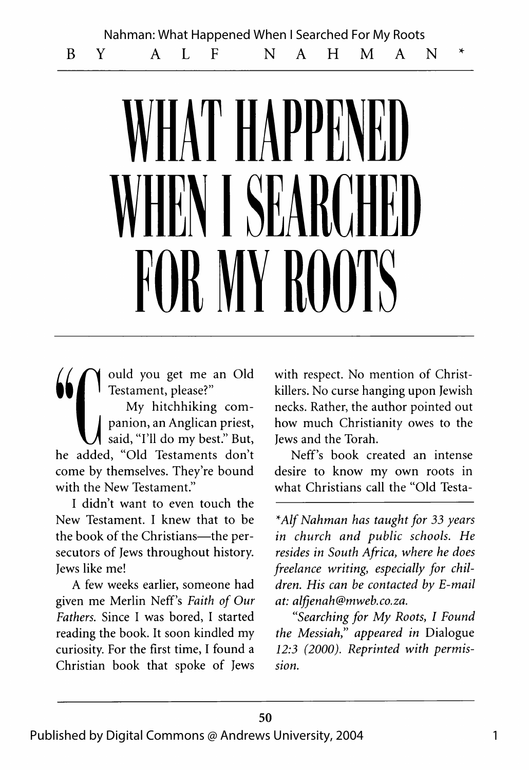BY ALF NAHMAN*

# WHAT HAPPENED WHEN I SEARCHED FOR MY ROOTS

"Could you get me an Old Testament, please?"

My hitchhiking companion, an Anglican priest, said, "I'll do my best." But, he added, "Old Testaments don't come by themselves. They're bound with the New Testament."

I didn't want to even touch the New Testament. I knew that to be the book of the Christians—the persecutors of Jews throughout history. Jews like me!

A few weeks earlier, someone had given me Merlin Neff's *Faith of Our Fathers.* Since I was bored, I started reading the book. It soon kindled my curiosity. For the first time, I found a Christian book that spoke of Jews with respect. No mention of Christ-killers. No curse hanging upon Jewish necks. Rather, the author pointed out how much Christianity owes to the Jews and the Torah.

Neff's book created an intense desire to know my own roots in what Christians call the "Old Testa-

---

**Alf Nahman has taught for 33 years in church and public schools. He resides in South Africa, where he does freelance writing, especially for children. His can be contacted by E-mail at: alfjenah@mweb.co.za.*

*"Searching for My Roots, I Found the Messiah," appeared in* Dialogue *12:3 (2000). Reprinted with permission.*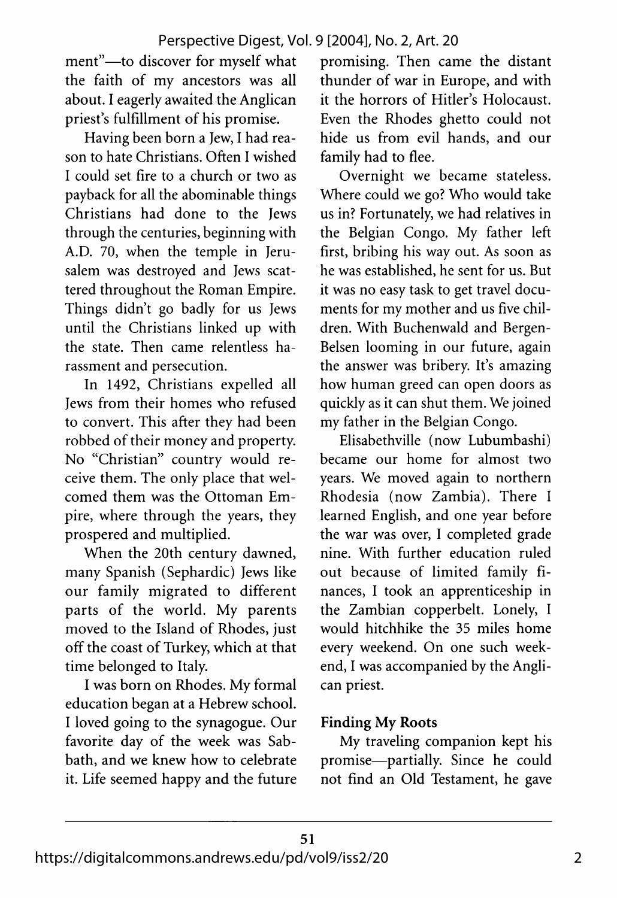ment"—to discover for myself what the faith of my ancestors was all about. I eagerly awaited the Anglican priest's fulfillment of his promise.

Having been born a Jew, I had reason to hate Christians. Often I wished I could set fire to a church or two as payback for all the abominable things Christians had done to the Jews through the centuries, beginning with A.D. 70, when the temple in Jerusalem was destroyed and Jews scattered throughout the Roman Empire. Things didn't go badly for us Jews until the Christians linked up with the state. Then came relentless harassment and persecution.

In 1492, Christians expelled all Jews from their homes who refused to convert. This after they had been robbed of their money and property. No "Christian" country would receive them. The only place that welcomed them was the Ottoman Empire, where through the years, they prospered and multiplied.

When the 20th century dawned, many Spanish (Sephardic) Jews like our family migrated to different parts of the world. My parents moved to the Island of Rhodes, just off the coast of Turkey, which at that time belonged to Italy.

I was born on Rhodes. My formal education began at a Hebrew school. I loved going to the synagogue. Our favorite day of the week was Sabbath, and we knew how to celebrate it. Life seemed happy and the future promising. Then came the distant thunder of war in Europe, and with it the horrors of Hitler's Holocaust. Even the Rhodes ghetto could not hide us from evil hands, and our family had to flee.

Overnight we became stateless. Where could we go? Who would take us in? Fortunately, we had relatives in the Belgian Congo. My father left first, bribing his way out. As soon as he was established, he sent for us. But it was no easy task to get travel documents for my mother and us five children. With Buchenwald and Bergen-Belsen looming in our future, again the answer was bribery. It's amazing how human greed can open doors as quickly as it can shut them. We joined my father in the Belgian Congo.

Elisabethville (now Lubumbashi) became our home for almost two years. We moved again to northern Rhodesia (now Zambia). There I learned English, and one year before the war was over, I completed grade nine. With further education ruled out because of limited family finances, I took an apprenticeship in the Zambian copperbelt. Lonely, I would hitchhike the 35 miles home every weekend. On one such weekend, I was accompanied by the Anglican priest.

**Finding My Roots**

My traveling companion kept his promise—partially. Since he could not find an Old Testament, he gave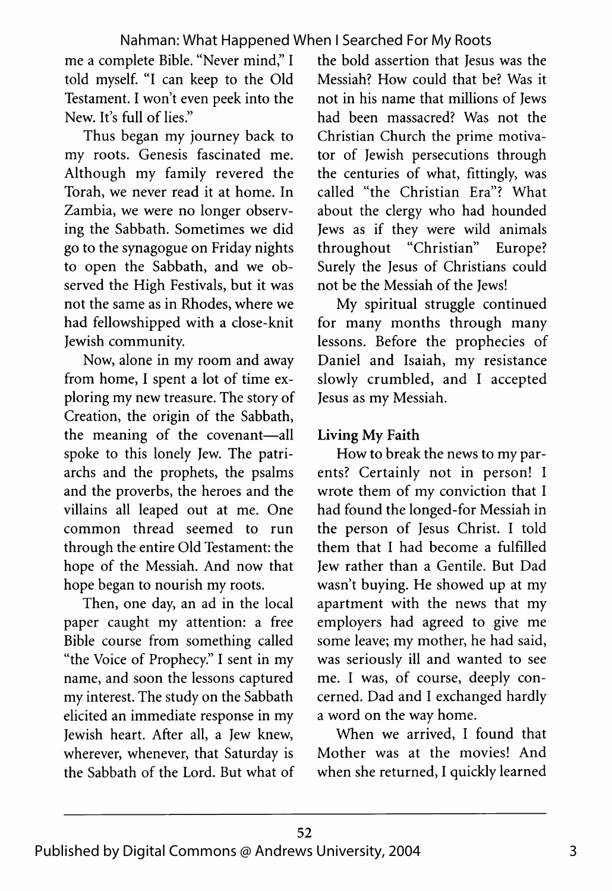me a complete Bible. "Never mind," I told myself. "I can keep to the Old Testament. I won't even peek into the New. It's full of lies."

Thus began my journey back to my roots. Genesis fascinated me. Although my family revered the Torah, we never read it at home. In Zambia, we were no longer observing the Sabbath. Sometimes we did go to the synagogue on Friday nights to open the Sabbath, and we observed the High Festivals, but it was not the same as in Rhodes, where we had fellowshipped with a close-knit Jewish community.

Now, alone in my room and away from home, I spent a lot of time exploring my new treasure. The story of Creation, the origin of the Sabbath, the meaning of the covenant—all spoke to this lonely Jew. The patriarchs and the prophets, the psalms and the proverbs, the heroes and the villains all leaped out at me. One common thread seemed to run through the entire Old Testament: the hope of the Messiah. And now that hope began to nourish my roots.

Then, one day, an ad in the local paper caught my attention: a free Bible course from something called "the Voice of Prophecy." I sent in my name, and soon the lessons captured my interest. The study on the Sabbath elicited an immediate response in my Jewish heart. After all, a Jew knew, wherever, whenever, that Saturday is the Sabbath of the Lord. But what of the bold assertion that Jesus was the Messiah? How could that be? Was it not in his name that millions of Jews had been massacred? Was not the Christian Church the prime motivator of Jewish persecutions through the centuries of what, fittingly, was called "the Christian Era"? What about the clergy who had hounded Jews as if they were wild animals throughout "Christian" Europe? Surely the Jesus of Christians could not be the Messiah of the Jews!

My spiritual struggle continued for many months through many lessons. Before the prophecies of Daniel and Isaiah, my resistance slowly crumbled, and I accepted Jesus as my Messiah.

**Living My Faith**

How to break the news to my parents? Certainly not in person! I wrote them of my conviction that I had found the longed-for Messiah in the person of Jesus Christ. I told them that I had become a fulfilled Jew rather than a Gentile. But Dad wasn't buying. He showed up at my apartment with the news that my employers had agreed to give me some leave; my mother, he had said, was seriously ill and wanted to see me. I was, of course, deeply concerned. Dad and I exchanged hardly a word on the way home.

When we arrived, I found that Mother was at the movies! And when she returned, I quickly learned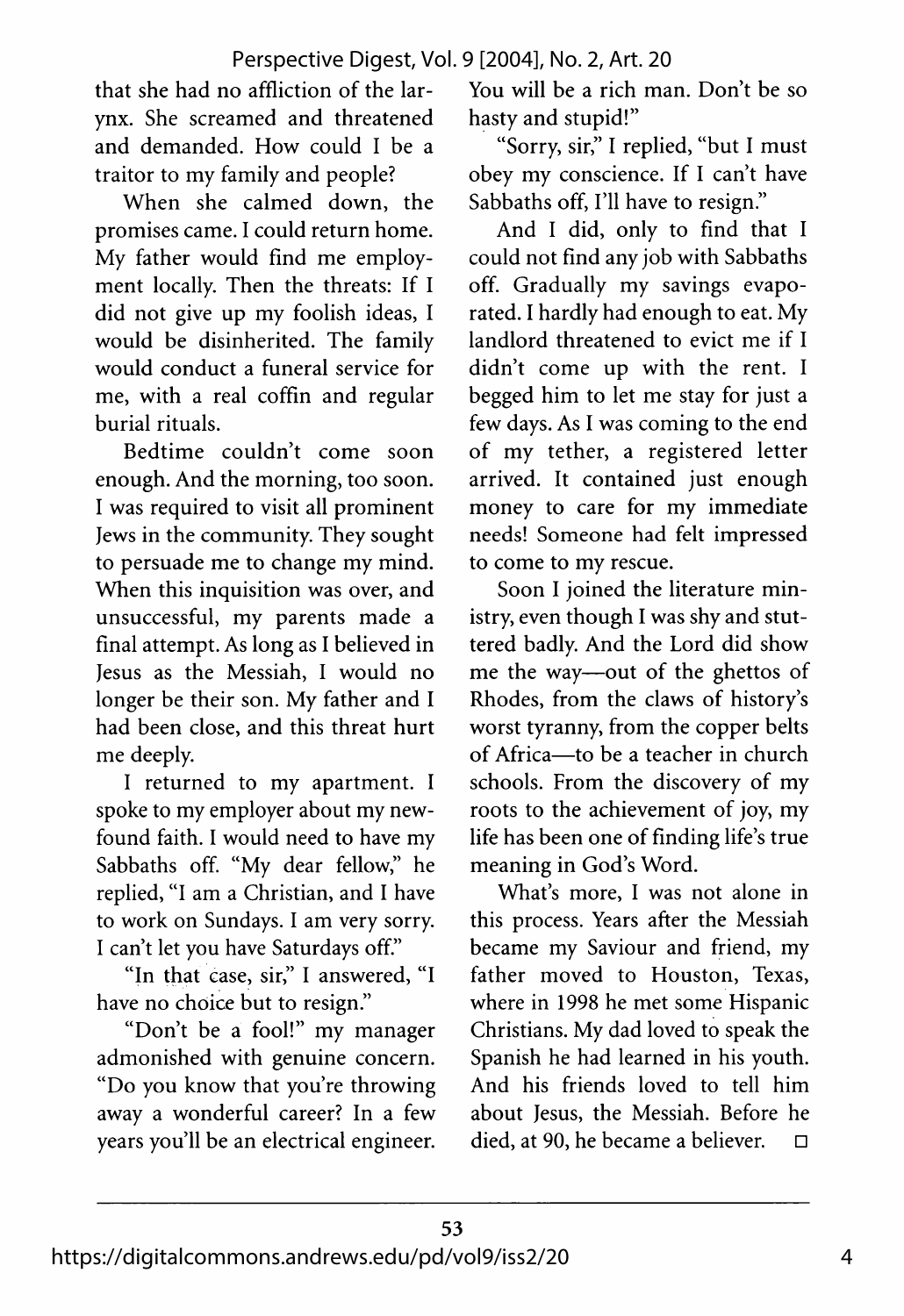that she had no affliction of the larynx. She screamed and threatened and demanded. How could I be a traitor to my family and people?

When she calmed down, the promises came. I could return home. My father would find me employment locally. Then the threats: If I did not give up my foolish ideas, I would be disinherited. The family would conduct a funeral service for me, with a real coffin and regular burial rituals.

Bedtime couldn't come soon enough. And the morning, too soon. I was required to visit all prominent Jews in the community. They sought to persuade me to change my mind. When this inquisition was over, and unsuccessful, my parents made a final attempt. As long as I believed in Jesus as the Messiah, I would no longer be their son. My father and I had been close, and this threat hurt me deeply.

I returned to my apartment. I spoke to my employer about my newfound faith. I would need to have my Sabbaths off. "My dear fellow," he replied, "I am a Christian, and I have to work on Sundays. I am very sorry. I can't let you have Saturdays off."

"In that case, sir," I answered, "I have no choice but to resign."

"Don't be a fool!" my manager admonished with genuine concern. "Do you know that you're throwing away a wonderful career? In a few years you'll be an electrical engineer. You will be a rich man. Don't be so hasty and stupid!"

"Sorry, sir," I replied, "but I must obey my conscience. If I can't have Sabbaths off, I'll have to resign."

And I did, only to find that I could not find any job with Sabbaths off. Gradually my savings evaporated. I hardly had enough to eat. My landlord threatened to evict me if I didn't come up with the rent. I begged him to let me stay for just a few days. As I was coming to the end of my tether, a registered letter arrived. It contained just enough money to care for my immediate needs! Someone had felt impressed to come to my rescue.

Soon I joined the literature ministry, even though I was shy and stuttered badly. And the Lord did show me the way—out of the ghettos of Rhodes, from the claws of history's worst tyranny, from the copper belts of Africa—to be a teacher in church schools. From the discovery of my roots to the achievement of joy, my life has been one of finding life's true meaning in God's Word.

What's more, I was not alone in this process. Years after the Messiah became my Saviour and friend, my father moved to Houston, Texas, where in 1998 he met some Hispanic Christians. My dad loved to speak the Spanish he had learned in his youth. And his friends loved to tell him about Jesus, the Messiah. Before he died, at 90, he became a believer. □